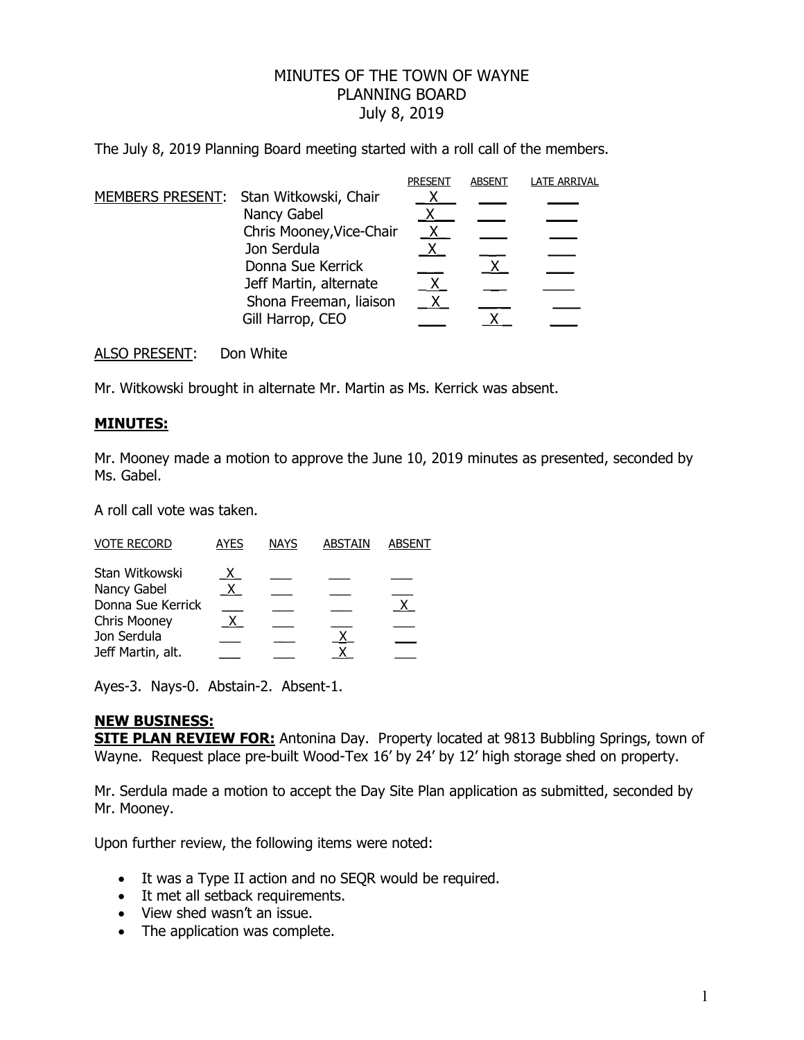# MINUTES OF THE TOWN OF WAYNE PLANNING BOARD
## July 8, 2019

The July 8, 2019 Planning Board meeting started with a roll call of the members.

| MEMBERS PRESENT: | | PRESENT | ABSENT | LATE ARRIVAL |
|---|---|---|---|---|
| | Stan Witkowski, Chair | X | | |
| | Nancy Gabel | X | | |
| | Chris Mooney, Vice-Chair | X | | |
| | Jon Serdula | X | | |
| | Donna Sue Kerrick | | X | |
| | Jeff Martin, alternate | X | | |
| | Shona Freeman, liaison | X | | |
| | Gill Harrop, CEO | | X | |

ALSO PRESENT: Don White

Mr. Witkowski brought in alternate Mr. Martin as Ms. Kerrick was absent.

**MINUTES:**

Mr. Mooney made a motion to approve the June 10, 2019 minutes as presented, seconded by Ms. Gabel.

A roll call vote was taken.

| VOTE RECORD | AYES | NAYS | ABSTAIN | ABSENT |
|---|---|---|---|---|
| Stan Witkowski | X | | | |
| Nancy Gabel | X | | | |
| Donna Sue Kerrick | | | | X |
| Chris Mooney | X | | | |
| Jon Serdula | | | X | |
| Jeff Martin, alt. | | | X | |

Ayes-3. Nays-0. Abstain-2. Absent-1.

**NEW BUSINESS:**

**SITE PLAN REVIEW FOR:** Antonina Day. Property located at 9813 Bubbling Springs, town of Wayne. Request place pre-built Wood-Tex 16' by 24' by 12' high storage shed on property.

Mr. Serdula made a motion to accept the Day Site Plan application as submitted, seconded by Mr. Mooney.

Upon further review, the following items were noted:

- It was a Type II action and no SEQR would be required.
- It met all setback requirements.
- View shed wasn't an issue.
- The application was complete.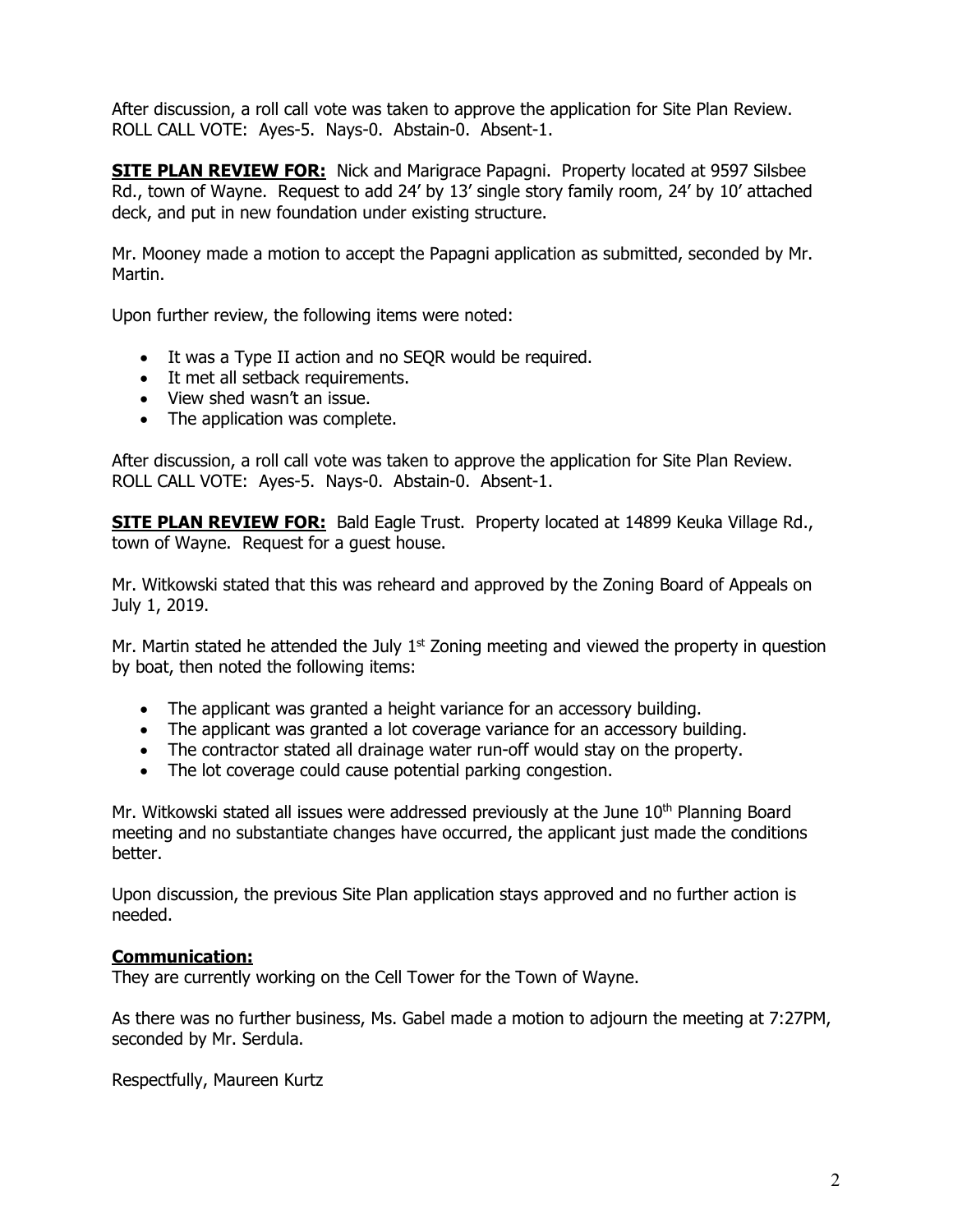After discussion, a roll call vote was taken to approve the application for Site Plan Review. ROLL CALL VOTE: Ayes-5. Nays-0. Abstain-0. Absent-1.

**SITE PLAN REVIEW FOR:** Nick and Marigrace Papagni. Property located at 9597 Silsbee Rd., town of Wayne. Request to add 24' by 13' single story family room, 24' by 10' attached deck, and put in new foundation under existing structure.

Mr. Mooney made a motion to accept the Papagni application as submitted, seconded by Mr. Martin.

Upon further review, the following items were noted:

- It was a Type II action and no SEQR would be required.
- It met all setback requirements.
- View shed wasn't an issue.
- The application was complete.

After discussion, a roll call vote was taken to approve the application for Site Plan Review. ROLL CALL VOTE: Ayes-5. Nays-0. Abstain-0. Absent-1.

**SITE PLAN REVIEW FOR:** Bald Eagle Trust. Property located at 14899 Keuka Village Rd., town of Wayne. Request for a guest house.

Mr. Witkowski stated that this was reheard and approved by the Zoning Board of Appeals on July 1, 2019.

Mr. Martin stated he attended the July 1st Zoning meeting and viewed the property in question by boat, then noted the following items:

- The applicant was granted a height variance for an accessory building.
- The applicant was granted a lot coverage variance for an accessory building.
- The contractor stated all drainage water run-off would stay on the property.
- The lot coverage could cause potential parking congestion.

Mr. Witkowski stated all issues were addressed previously at the June 10th Planning Board meeting and no substantiate changes have occurred, the applicant just made the conditions better.

Upon discussion, the previous Site Plan application stays approved and no further action is needed.

**Communication:**
They are currently working on the Cell Tower for the Town of Wayne.

As there was no further business, Ms. Gabel made a motion to adjourn the meeting at 7:27PM, seconded by Mr. Serdula.

Respectfully, Maureen Kurtz